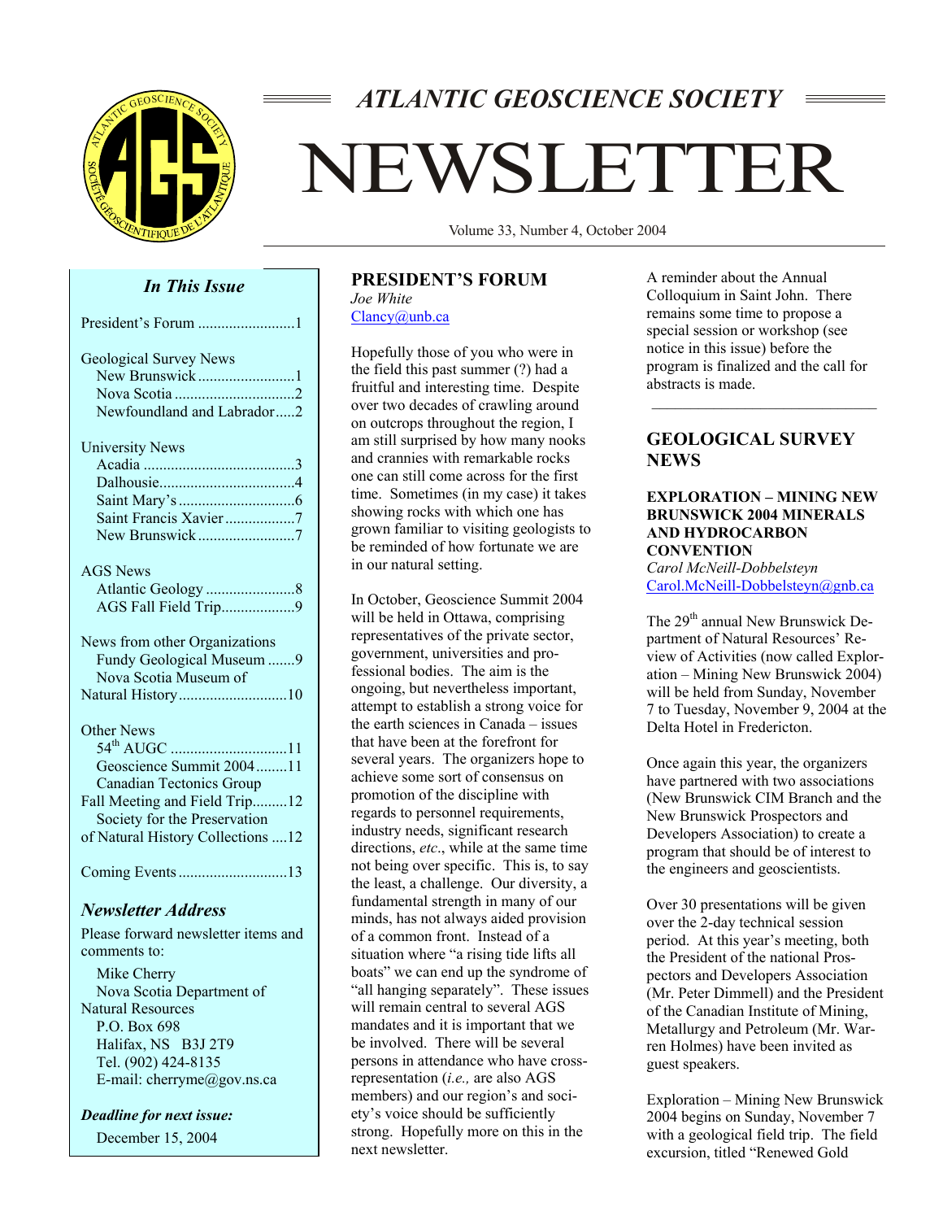# ATLANTIC GEOSCIENCE SOCIETY

# NEWSLETTER

Volume 33, Number 4, October 2004

## *In This Issue*

President's Forum .........................1

Geological Survey News
- New Brunswick .........................1
- Nova Scotia ...............................2
- Newfoundland and Labrador.....2

University News
- Acadia .......................................3
- Dalhousie...................................4
- Saint Mary's ..............................6
- Saint Francis Xavier ..................7
- New Brunswick .........................7

AGS News
- Atlantic Geology .......................8
- AGS Fall Field Trip...................9

News from other Organizations
- Fundy Geological Museum .......9
- Nova Scotia Museum of Natural History............................10

Other News
- 54th AUGC ..............................11
- Geoscience Summit 2004........11
- Canadian Tectonics Group Fall Meeting and Field Trip.........12
- Society for the Preservation of Natural History Collections ....12

Coming Events ............................13

## *Newsletter Address*

Please forward newsletter items and comments to:

Mike Cherry
Nova Scotia Department of Natural Resources
P.O. Box 698
Halifax, NS B3J 2T9
Tel. (902) 424-8135
E-mail: cherryme@gov.ns.ca

***Deadline for next issue:***

December 15, 2004

## PRESIDENT'S FORUM

*Joe White*
Clancy@unb.ca

Hopefully those of you who were in the field this past summer (?) had a fruitful and interesting time. Despite over two decades of crawling around on outcrops throughout the region, I am still surprised by how many nooks and crannies with remarkable rocks one can still come across for the first time. Sometimes (in my case) it takes showing rocks with which one has grown familiar to visiting geologists to be reminded of how fortunate we are in our natural setting.

In October, Geoscience Summit 2004 will be held in Ottawa, comprising representatives of the private sector, government, universities and professional bodies. The aim is the ongoing, but nevertheless important, attempt to establish a strong voice for the earth sciences in Canada – issues that have been at the forefront for several years. The organizers hope to achieve some sort of consensus on promotion of the discipline with regards to personnel requirements, industry needs, significant research directions, *etc*., while at the same time not being over specific. This is, to say the least, a challenge. Our diversity, a fundamental strength in many of our minds, has not always aided provision of a common front. Instead of a situation where "a rising tide lifts all boats" we can end up the syndrome of "all hanging separately". These issues will remain central to several AGS mandates and it is important that we be involved. There will be several persons in attendance who have cross-representation (*i.e.,* are also AGS members) and our region's and society's voice should be sufficiently strong. Hopefully more on this in the next newsletter.

A reminder about the Annual Colloquium in Saint John. There remains some time to propose a special session or workshop (see notice in this issue) before the program is finalized and the call for abstracts is made.

---

## GEOLOGICAL SURVEY NEWS

### EXPLORATION – MINING NEW BRUNSWICK 2004 MINERALS AND HYDROCARBON CONVENTION

*Carol McNeill-Dobbelsteyn*
Carol.McNeill-Dobbelsteyn@gnb.ca

The 29th annual New Brunswick Department of Natural Resources' Review of Activities (now called Exploration – Mining New Brunswick 2004) will be held from Sunday, November 7 to Tuesday, November 9, 2004 at the Delta Hotel in Fredericton.

Once again this year, the organizers have partnered with two associations (New Brunswick CIM Branch and the New Brunswick Prospectors and Developers Association) to create a program that should be of interest to the engineers and geoscientists.

Over 30 presentations will be given over the 2-day technical session period. At this year's meeting, both the President of the national Prospectors and Developers Association (Mr. Peter Dimmell) and the President of the Canadian Institute of Mining, Metallurgy and Petroleum (Mr. Warren Holmes) have been invited as guest speakers.

Exploration – Mining New Brunswick 2004 begins on Sunday, November 7 with a geological field trip. The field excursion, titled "Renewed Gold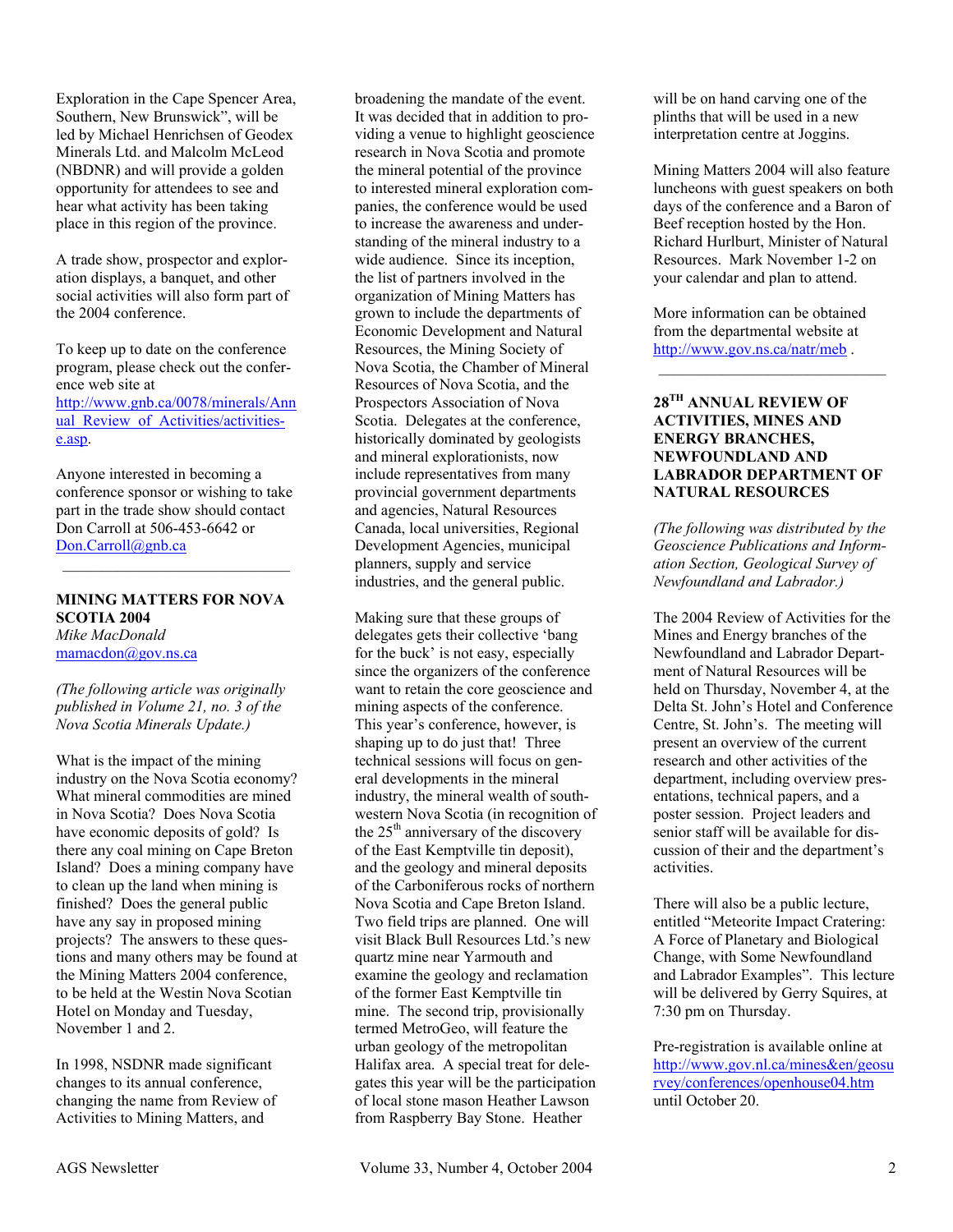Exploration in the Cape Spencer Area, Southern, New Brunswick", will be led by Michael Henrichsen of Geodex Minerals Ltd. and Malcolm McLeod (NBDNR) and will provide a golden opportunity for attendees to see and hear what activity has been taking place in this region of the province.

A trade show, prospector and exploration displays, a banquet, and other social activities will also form part of the 2004 conference.

To keep up to date on the conference program, please check out the conference web site at http://www.gnb.ca/0078/minerals/Annual_Review_of_Activities/activities-e.asp.

Anyone interested in becoming a conference sponsor or wishing to take part in the trade show should contact Don Carroll at 506-453-6642 or Don.Carroll@gnb.ca

---

## MINING MATTERS FOR NOVA SCOTIA 2004

*Mike MacDonald*
mamacdon@gov.ns.ca

*(The following article was originally published in Volume 21, no. 3 of the Nova Scotia Minerals Update.)*

What is the impact of the mining industry on the Nova Scotia economy? What mineral commodities are mined in Nova Scotia? Does Nova Scotia have economic deposits of gold? Is there any coal mining on Cape Breton Island? Does a mining company have to clean up the land when mining is finished? Does the general public have any say in proposed mining projects? The answers to these questions and many others may be found at the Mining Matters 2004 conference, to be held at the Westin Nova Scotian Hotel on Monday and Tuesday, November 1 and 2.

In 1998, NSDNR made significant changes to its annual conference, changing the name from Review of Activities to Mining Matters, and broadening the mandate of the event. It was decided that in addition to providing a venue to highlight geoscience research in Nova Scotia and promote the mineral potential of the province to interested mineral exploration companies, the conference would be used to increase the awareness and understanding of the mineral industry to a wide audience. Since its inception, the list of partners involved in the organization of Mining Matters has grown to include the departments of Economic Development and Natural Resources, the Mining Society of Nova Scotia, the Chamber of Mineral Resources of Nova Scotia, and the Prospectors Association of Nova Scotia. Delegates at the conference, historically dominated by geologists and mineral explorationists, now include representatives from many provincial government departments and agencies, Natural Resources Canada, local universities, Regional Development Agencies, municipal planners, supply and service industries, and the general public.

Making sure that these groups of delegates gets their collective 'bang for the buck' is not easy, especially since the organizers of the conference want to retain the core geoscience and mining aspects of the conference. This year's conference, however, is shaping up to do just that! Three technical sessions will focus on general developments in the mineral industry, the mineral wealth of southwestern Nova Scotia (in recognition of the 25th anniversary of the discovery of the East Kemptville tin deposit), and the geology and mineral deposits of the Carboniferous rocks of northern Nova Scotia and Cape Breton Island. Two field trips are planned. One will visit Black Bull Resources Ltd.'s new quartz mine near Yarmouth and examine the geology and reclamation of the former East Kemptville tin mine. The second trip, provisionally termed MetroGeo, will feature the urban geology of the metropolitan Halifax area. A special treat for delegates this year will be the participation of local stone mason Heather Lawson from Raspberry Bay Stone. Heather will be on hand carving one of the plinths that will be used in a new interpretation centre at Joggins.

Mining Matters 2004 will also feature luncheons with guest speakers on both days of the conference and a Baron of Beef reception hosted by the Hon. Richard Hurlburt, Minister of Natural Resources. Mark November 1-2 on your calendar and plan to attend.

More information can be obtained from the departmental website at http://www.gov.ns.ca/natr/meb .

---

## 28TH ANNUAL REVIEW OF ACTIVITIES, MINES AND ENERGY BRANCHES, NEWFOUNDLAND AND LABRADOR DEPARTMENT OF NATURAL RESOURCES

*(The following was distributed by the Geoscience Publications and Information Section, Geological Survey of Newfoundland and Labrador.)*

The 2004 Review of Activities for the Mines and Energy branches of the Newfoundland and Labrador Department of Natural Resources will be held on Thursday, November 4, at the Delta St. John's Hotel and Conference Centre, St. John's. The meeting will present an overview of the current research and other activities of the department, including overview presentations, technical papers, and a poster session. Project leaders and senior staff will be available for discussion of their and the department's activities.

There will also be a public lecture, entitled "Meteorite Impact Cratering: A Force of Planetary and Biological Change, with Some Newfoundland and Labrador Examples". This lecture will be delivered by Gerry Squires, at 7:30 pm on Thursday.

Pre-registration is available online at http://www.gov.nl.ca/mines&en/geosurvey/conferences/openhouse04.htm until October 20.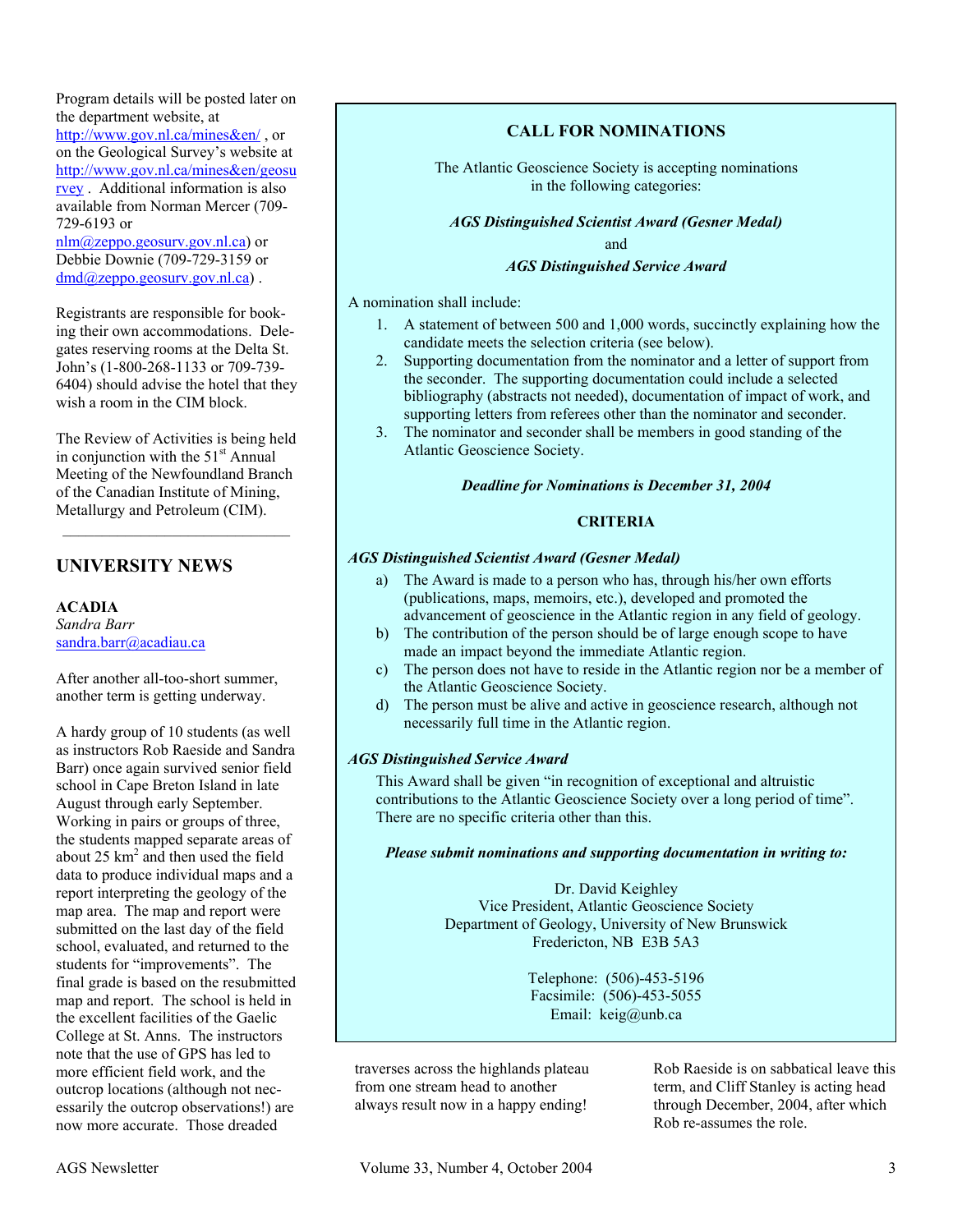Program details will be posted later on the department website, at http://www.gov.nl.ca/mines&en/ , or on the Geological Survey's website at http://www.gov.nl.ca/mines&en/geosurvey . Additional information is also available from Norman Mercer (709-729-6193 or nlm@zeppo.geosurv.gov.nl.ca) or Debbie Downie (709-729-3159 or dmd@zeppo.geosurv.gov.nl.ca) .

Registrants are responsible for booking their own accommodations. Delegates reserving rooms at the Delta St. John's (1-800-268-1133 or 709-739-6404) should advise the hotel that they wish a room in the CIM block.

The Review of Activities is being held in conjunction with the 51st Annual Meeting of the Newfoundland Branch of the Canadian Institute of Mining, Metallurgy and Petroleum (CIM).

---

## CALL FOR NOMINATIONS

The Atlantic Geoscience Society is accepting nominations in the following categories:

***AGS Distinguished Scientist Award (Gesner Medal)***

and

***AGS Distinguished Service Award***

A nomination shall include:

1. A statement of between 500 and 1,000 words, succinctly explaining how the candidate meets the selection criteria (see below).
2. Supporting documentation from the nominator and a letter of support from the seconder. The supporting documentation could include a selected bibliography (abstracts not needed), documentation of impact of work, and supporting letters from referees other than the nominator and seconder.
3. The nominator and seconder shall be members in good standing of the Atlantic Geoscience Society.

***Deadline for Nominations is December 31, 2004***

### CRITERIA

***AGS Distinguished Scientist Award (Gesner Medal)***

a) The Award is made to a person who has, through his/her own efforts (publications, maps, memoirs, etc.), developed and promoted the advancement of geoscience in the Atlantic region in any field of geology.
b) The contribution of the person should be of large enough scope to have made an impact beyond the immediate Atlantic region.
c) The person does not have to reside in the Atlantic region nor be a member of the Atlantic Geoscience Society.
d) The person must be alive and active in geoscience research, although not necessarily full time in the Atlantic region.

***AGS Distinguished Service Award***

This Award shall be given "in recognition of exceptional and altruistic contributions to the Atlantic Geoscience Society over a long period of time". There are no specific criteria other than this.

***Please submit nominations and supporting documentation in writing to:***

Dr. David Keighley
Vice President, Atlantic Geoscience Society
Department of Geology, University of New Brunswick
Fredericton, NB E3B 5A3

Telephone: (506)-453-5196
Facsimile: (506)-453-5055
Email: keig@unb.ca

---

## UNIVERSITY NEWS

### ACADIA

*Sandra Barr*
sandra.barr@acadiau.ca

After another all-too-short summer, another term is getting underway.

A hardy group of 10 students (as well as instructors Rob Raeside and Sandra Barr) once again survived senior field school in Cape Breton Island in late August through early September. Working in pairs or groups of three, the students mapped separate areas of about 25 km$^2$ and then used the field data to produce individual maps and a report interpreting the geology of the map area. The map and report were submitted on the last day of the field school, evaluated, and returned to the students for "improvements". The final grade is based on the resubmitted map and report. The school is held in the excellent facilities of the Gaelic College at St. Anns. The instructors note that the use of GPS has led to more efficient field work, and the outcrop locations (although not necessarily the outcrop observations!) are now more accurate. Those dreaded traverses across the highlands plateau from one stream head to another always result now in a happy ending!

Rob Raeside is on sabbatical leave this term, and Cliff Stanley is acting head through December, 2004, after which Rob re-assumes the role.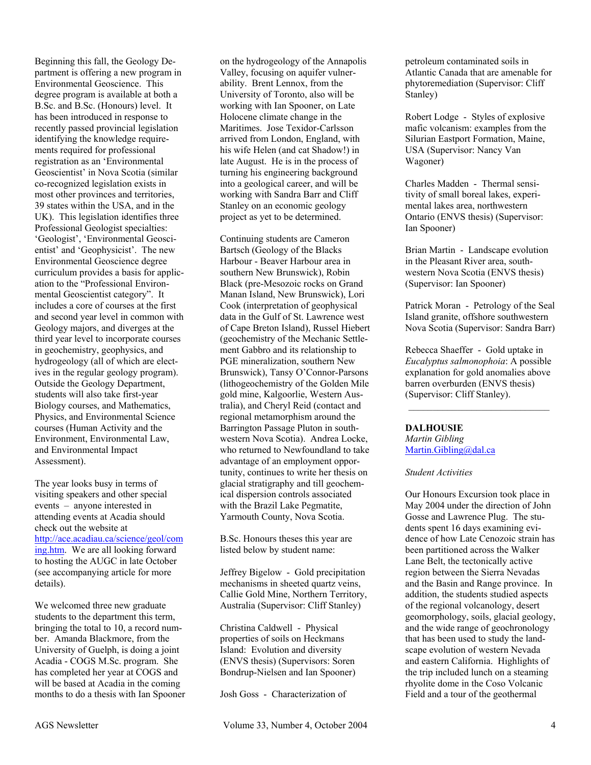Beginning this fall, the Geology Department is offering a new program in Environmental Geoscience. This degree program is available at both a B.Sc. and B.Sc. (Honours) level. It has been introduced in response to recently passed provincial legislation identifying the knowledge requirements required for professional registration as an 'Environmental Geoscientist' in Nova Scotia (similar co-recognized legislation exists in most other provinces and territories, 39 states within the USA, and in the UK). This legislation identifies three Professional Geologist specialties: 'Geologist', 'Environmental Geoscientist' and 'Geophysicist'. The new Environmental Geoscience degree curriculum provides a basis for application to the "Professional Environmental Geoscientist category". It includes a core of courses at the first and second year level in common with Geology majors, and diverges at the third year level to incorporate courses in geochemistry, geophysics, and hydrogeology (all of which are electives in the regular geology program). Outside the Geology Department, students will also take first-year Biology courses, and Mathematics, Physics, and Environmental Science courses (Human Activity and the Environment, Environmental Law, and Environmental Impact Assessment).

The year looks busy in terms of visiting speakers and other special events – anyone interested in attending events at Acadia should check out the website at [http://ace.acadiau.ca/science/geol/coming.htm](http://ace.acadiau.ca/science/geol/coming.htm). We are all looking forward to hosting the AUGC in late October (see accompanying article for more details).

We welcomed three new graduate students to the department this term, bringing the total to 10, a record number. Amanda Blackmore, from the University of Guelph, is doing a joint Acadia - COGS M.Sc. program. She has completed her year at COGS and will be based at Acadia in the coming months to do a thesis with Ian Spooner on the hydrogeology of the Annapolis Valley, focusing on aquifer vulnerability. Brent Lennox, from the University of Toronto, also will be working with Ian Spooner, on Late Holocene climate change in the Maritimes. Jose Texidor-Carlsson arrived from London, England, with his wife Helen (and cat Shadow!) in late August. He is in the process of turning his engineering background into a geological career, and will be working with Sandra Barr and Cliff Stanley on an economic geology project as yet to be determined.

Continuing students are Cameron Bartsch (Geology of the Blacks Harbour - Beaver Harbour area in southern New Brunswick), Robin Black (pre-Mesozoic rocks on Grand Manan Island, New Brunswick), Lori Cook (interpretation of geophysical data in the Gulf of St. Lawrence west of Cape Breton Island), Russel Hiebert (geochemistry of the Mechanic Settlement Gabbro and its relationship to PGE mineralization, southern New Brunswick), Tansy O'Connor-Parsons (lithogeochemistry of the Golden Mile gold mine, Kalgoorlie, Western Australia), and Cheryl Reid (contact and regional metamorphism around the Barrington Passage Pluton in southwestern Nova Scotia). Andrea Locke, who returned to Newfoundland to take advantage of an employment opportunity, continues to write her thesis on glacial stratigraphy and till geochemical dispersion controls associated with the Brazil Lake Pegmatite, Yarmouth County, Nova Scotia.

B.Sc. Honours theses this year are listed below by student name:

Jeffrey Bigelow - Gold precipitation mechanisms in sheeted quartz veins, Callie Gold Mine, Northern Territory, Australia (Supervisor: Cliff Stanley)

Christina Caldwell - Physical properties of soils on Heckmans Island: Evolution and diversity (ENVS thesis) (Supervisors: Soren Bondrup-Nielsen and Ian Spooner)

Josh Goss - Characterization of petroleum contaminated soils in Atlantic Canada that are amenable for phytoremediation (Supervisor: Cliff Stanley)

Robert Lodge - Styles of explosive mafic volcanism: examples from the Silurian Eastport Formation, Maine, USA (Supervisor: Nancy Van Wagoner)

Charles Madden - Thermal sensitivity of small boreal lakes, experimental lakes area, northwestern Ontario (ENVS thesis) (Supervisor: Ian Spooner)

Brian Martin - Landscape evolution in the Pleasant River area, southwestern Nova Scotia (ENVS thesis) (Supervisor: Ian Spooner)

Patrick Moran - Petrology of the Seal Island granite, offshore southwestern Nova Scotia (Supervisor: Sandra Barr)

Rebecca Shaeffer - Gold uptake in *Eucalyptus salmonophoia*: A possible explanation for gold anomalies above barren overburden (ENVS thesis) (Supervisor: Cliff Stanley).

---

**DALHOUSIE**
*Martin Gibling*
[Martin.Gibling@dal.ca](mailto:Martin.Gibling@dal.ca)

*Student Activities*

Our Honours Excursion took place in May 2004 under the direction of John Gosse and Lawrence Plug. The students spent 16 days examining evidence of how Late Cenozoic strain has been partitioned across the Walker Lane Belt, the tectonically active region between the Sierra Nevadas and the Basin and Range province. In addition, the students studied aspects of the regional volcanology, desert geomorphology, soils, glacial geology, and the wide range of geochronology that has been used to study the landscape evolution of western Nevada and eastern California. Highlights of the trip included lunch on a steaming rhyolite dome in the Coso Volcanic Field and a tour of the geothermal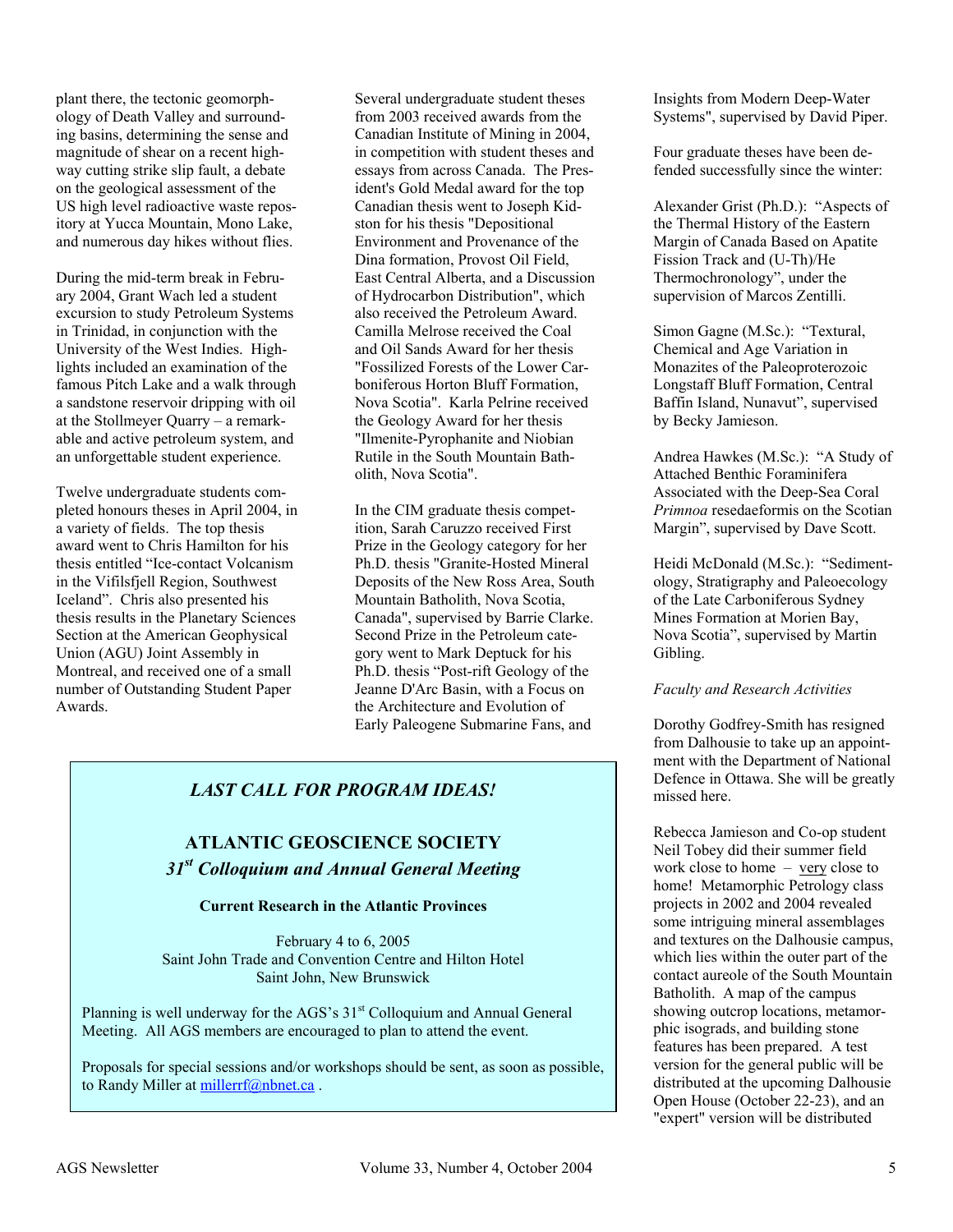plant there, the tectonic geomorphology of Death Valley and surrounding basins, determining the sense and magnitude of shear on a recent highway cutting strike slip fault, a debate on the geological assessment of the US high level radioactive waste repository at Yucca Mountain, Mono Lake, and numerous day hikes without flies.

During the mid-term break in February 2004, Grant Wach led a student excursion to study Petroleum Systems in Trinidad, in conjunction with the University of the West Indies. Highlights included an examination of the famous Pitch Lake and a walk through a sandstone reservoir dripping with oil at the Stollmeyer Quarry – a remarkable and active petroleum system, and an unforgettable student experience.

Twelve undergraduate students completed honours theses in April 2004, in a variety of fields. The top thesis award went to Chris Hamilton for his thesis entitled "Ice-contact Volcanism in the Vifilsfjell Region, Southwest Iceland". Chris also presented his thesis results in the Planetary Sciences Section at the American Geophysical Union (AGU) Joint Assembly in Montreal, and received one of a small number of Outstanding Student Paper Awards.

Several undergraduate student theses from 2003 received awards from the Canadian Institute of Mining in 2004, in competition with student theses and essays from across Canada. The President's Gold Medal award for the top Canadian thesis went to Joseph Kidston for his thesis "Depositional Environment and Provenance of the Dina formation, Provost Oil Field, East Central Alberta, and a Discussion of Hydrocarbon Distribution", which also received the Petroleum Award. Camilla Melrose received the Coal and Oil Sands Award for her thesis "Fossilized Forests of the Lower Carboniferous Horton Bluff Formation, Nova Scotia". Karla Pelrine received the Geology Award for her thesis "Ilmenite-Pyrophanite and Niobian Rutile in the South Mountain Batholith, Nova Scotia".

In the CIM graduate thesis competition, Sarah Caruzzo received First Prize in the Geology category for her Ph.D. thesis "Granite-Hosted Mineral Deposits of the New Ross Area, South Mountain Batholith, Nova Scotia, Canada", supervised by Barrie Clarke. Second Prize in the Petroleum category went to Mark Deptuck for his Ph.D. thesis "Post-rift Geology of the Jeanne D'Arc Basin, with a Focus on the Architecture and Evolution of Early Paleogene Submarine Fans, and Insights from Modern Deep-Water Systems", supervised by David Piper.

Four graduate theses have been defended successfully since the winter:

Alexander Grist (Ph.D.): "Aspects of the Thermal History of the Eastern Margin of Canada Based on Apatite Fission Track and (U-Th)/He Thermochronology", under the supervision of Marcos Zentilli.

Simon Gagne (M.Sc.): "Textural, Chemical and Age Variation in Monazites of the Paleoproterozoic Longstaff Bluff Formation, Central Baffin Island, Nunavut", supervised by Becky Jamieson.

Andrea Hawkes (M.Sc.): "A Study of Attached Benthic Foraminifera Associated with the Deep-Sea Coral *Primnoa* resedaeformis on the Scotian Margin", supervised by Dave Scott.

Heidi McDonald (M.Sc.): "Sedimentology, Stratigraphy and Paleoecology of the Late Carboniferous Sydney Mines Formation at Morien Bay, Nova Scotia", supervised by Martin Gibling.

*Faculty and Research Activities*

Dorothy Godfrey-Smith has resigned from Dalhousie to take up an appointment with the Department of National Defence in Ottawa. She will be greatly missed here.

Rebecca Jamieson and Co-op student Neil Tobey did their summer field work close to home – very close to home! Metamorphic Petrology class projects in 2002 and 2004 revealed some intriguing mineral assemblages and textures on the Dalhousie campus, which lies within the outer part of the contact aureole of the South Mountain Batholith. A map of the campus showing outcrop locations, metamorphic isograds, and building stone features has been prepared. A test version for the general public will be distributed at the upcoming Dalhousie Open House (October 22-23), and an "expert" version will be distributed

---

### *LAST CALL FOR PROGRAM IDEAS!*

## ATLANTIC GEOSCIENCE SOCIETY
### *31st Colloquium and Annual General Meeting*

**Current Research in the Atlantic Provinces**

February 4 to 6, 2005
Saint John Trade and Convention Centre and Hilton Hotel
Saint John, New Brunswick

Planning is well underway for the AGS's 31st Colloquium and Annual General Meeting. All AGS members are encouraged to plan to attend the event.

Proposals for special sessions and/or workshops should be sent, as soon as possible, to Randy Miller at millerrf@nbnet.ca .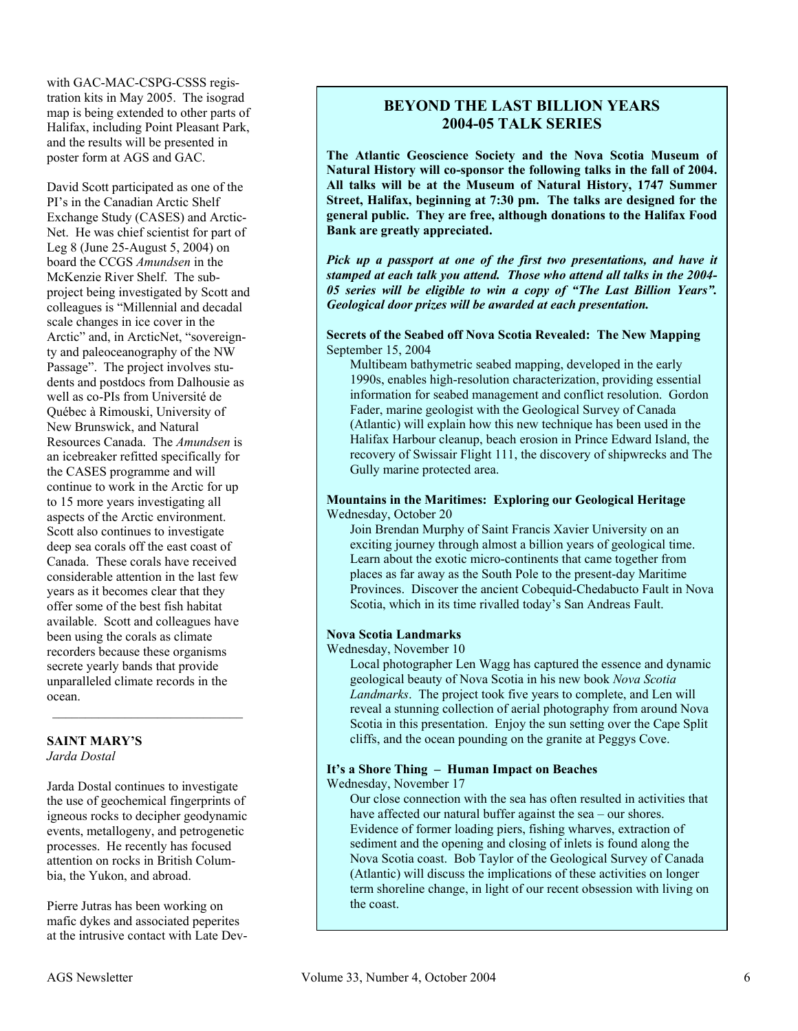with GAC-MAC-CSPG-CSSS registration kits in May 2005. The isograd map is being extended to other parts of Halifax, including Point Pleasant Park, and the results will be presented in poster form at AGS and GAC.

David Scott participated as one of the PI's in the Canadian Arctic Shelf Exchange Study (CASES) and ArcticNet. He was chief scientist for part of Leg 8 (June 25-August 5, 2004) on board the CCGS *Amundsen* in the McKenzie River Shelf. The subproject being investigated by Scott and colleagues is "Millennial and decadal scale changes in ice cover in the Arctic" and, in ArcticNet, "sovereignty and paleoceanography of the NW Passage". The project involves students and postdocs from Dalhousie as well as co-PIs from Université de Québec à Rimouski, University of New Brunswick, and Natural Resources Canada. The *Amundsen* is an icebreaker refitted specifically for the CASES programme and will continue to work in the Arctic for up to 15 more years investigating all aspects of the Arctic environment. Scott also continues to investigate deep sea corals off the east coast of Canada. These corals have received considerable attention in the last few years as it becomes clear that they offer some of the best fish habitat available. Scott and colleagues have been using the corals as climate recorders because these organisms secrete yearly bands that provide unparalleled climate records in the ocean.

---

**SAINT MARY'S**
*Jarda Dostal*

Jarda Dostal continues to investigate the use of geochemical fingerprints of igneous rocks to decipher geodynamic events, metallogeny, and petrogenetic processes. He recently has focused attention on rocks in British Columbia, the Yukon, and abroad.

Pierre Jutras has been working on mafic dykes and associated peperites at the intrusive contact with Late Dev-

## BEYOND THE LAST BILLION YEARS
## 2004-05 TALK SERIES

**The Atlantic Geoscience Society and the Nova Scotia Museum of Natural History will co-sponsor the following talks in the fall of 2004. All talks will be at the Museum of Natural History, 1747 Summer Street, Halifax, beginning at 7:30 pm. The talks are designed for the general public. They are free, although donations to the Halifax Food Bank are greatly appreciated.**

***Pick up a passport at one of the first two presentations, and have it stamped at each talk you attend. Those who attend all talks in the 2004-05 series will be eligible to win a copy of "The Last Billion Years". Geological door prizes will be awarded at each presentation.***

**Secrets of the Seabed off Nova Scotia Revealed: The New Mapping**
September 15, 2004

Multibeam bathymetric seabed mapping, developed in the early 1990s, enables high-resolution characterization, providing essential information for seabed management and conflict resolution. Gordon Fader, marine geologist with the Geological Survey of Canada (Atlantic) will explain how this new technique has been used in the Halifax Harbour cleanup, beach erosion in Prince Edward Island, the recovery of Swissair Flight 111, the discovery of shipwrecks and The Gully marine protected area.

**Mountains in the Maritimes: Exploring our Geological Heritage**
Wednesday, October 20

Join Brendan Murphy of Saint Francis Xavier University on an exciting journey through almost a billion years of geological time. Learn about the exotic micro-continents that came together from places as far away as the South Pole to the present-day Maritime Provinces. Discover the ancient Cobequid-Chedabucto Fault in Nova Scotia, which in its time rivalled today's San Andreas Fault.

**Nova Scotia Landmarks**
Wednesday, November 10

Local photographer Len Wagg has captured the essence and dynamic geological beauty of Nova Scotia in his new book *Nova Scotia Landmarks*. The project took five years to complete, and Len will reveal a stunning collection of aerial photography from around Nova Scotia in this presentation. Enjoy the sun setting over the Cape Split cliffs, and the ocean pounding on the granite at Peggys Cove.

**It's a Shore Thing – Human Impact on Beaches**
Wednesday, November 17

Our close connection with the sea has often resulted in activities that have affected our natural buffer against the sea – our shores. Evidence of former loading piers, fishing wharves, extraction of sediment and the opening and closing of inlets is found along the Nova Scotia coast. Bob Taylor of the Geological Survey of Canada (Atlantic) will discuss the implications of these activities on longer term shoreline change, in light of our recent obsession with living on the coast.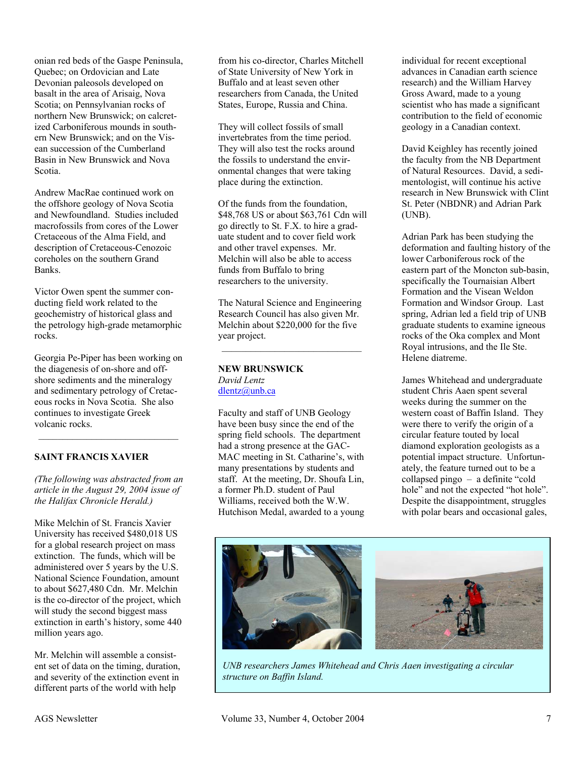onian red beds of the Gaspe Peninsula, Quebec; on Ordovician and Late Devonian paleosols developed on basalt in the area of Arisaig, Nova Scotia; on Pennsylvanian rocks of northern New Brunswick; on calcretized Carboniferous mounds in southern New Brunswick; and on the Visean succession of the Cumberland Basin in New Brunswick and Nova Scotia.

Andrew MacRae continued work on the offshore geology of Nova Scotia and Newfoundland. Studies included macrofossils from cores of the Lower Cretaceous of the Alma Field, and description of Cretaceous-Cenozoic coreholes on the southern Grand Banks.

Victor Owen spent the summer conducting field work related to the geochemistry of historical glass and the petrology high-grade metamorphic rocks.

Georgia Pe-Piper has been working on the diagenesis of on-shore and off-shore sediments and the mineralogy and sedimentary petrology of Cretaceous rocks in Nova Scotia. She also continues to investigate Greek volcanic rocks.

---

**SAINT FRANCIS XAVIER**

*(The following was abstracted from an article in the August 29, 2004 issue of the Halifax Chronicle Herald.)*

Mike Melchin of St. Francis Xavier University has received $480,018 US for a global research project on mass extinction. The funds, which will be administered over 5 years by the U.S. National Science Foundation, amount to about $627,480 Cdn. Mr. Melchin is the co-director of the project, which will study the second biggest mass extinction in earth's history, some 440 million years ago.

Mr. Melchin will assemble a consistent set of data on the timing, duration, and severity of the extinction event in different parts of the world with help from his co-director, Charles Mitchell of State University of New York in Buffalo and at least seven other researchers from Canada, the United States, Europe, Russia and China.

They will collect fossils of small invertebrates from the time period. They will also test the rocks around the fossils to understand the environmental changes that were taking place during the extinction.

Of the funds from the foundation, $48,768 US or about $63,761 Cdn will go directly to St. F.X. to hire a graduate student and to cover field work and other travel expenses. Mr. Melchin will also be able to access funds from Buffalo to bring researchers to the university.

The Natural Science and Engineering Research Council has also given Mr. Melchin about $220,000 for the five year project.

---

**NEW BRUNSWICK**

*David Lentz*
dlentz@unb.ca

Faculty and staff of UNB Geology have been busy since the end of the spring field schools. The department had a strong presence at the GAC-MAC meeting in St. Catharine's, with many presentations by students and staff. At the meeting, Dr. Shoufa Lin, a former Ph.D. student of Paul Williams, received both the W.W. Hutchison Medal, awarded to a young individual for recent exceptional advances in Canadian earth science research) and the William Harvey Gross Award, made to a young scientist who has made a significant contribution to the field of economic geology in a Canadian context.

David Keighley has recently joined the faculty from the NB Department of Natural Resources. David, a sedimentologist, will continue his active research in New Brunswick with Clint St. Peter (NBDNR) and Adrian Park (UNB).

Adrian Park has been studying the deformation and faulting history of the lower Carboniferous rock of the eastern part of the Moncton sub-basin, specifically the Tournaisian Albert Formation and the Visean Weldon Formation and Windsor Group. Last spring, Adrian led a field trip of UNB graduate students to examine igneous rocks of the Oka complex and Mont Royal intrusions, and the Ile Ste. Helene diatreme.

James Whitehead and undergraduate student Chris Aaen spent several weeks during the summer on the western coast of Baffin Island. They were there to verify the origin of a circular feature touted by local diamond exploration geologists as a potential impact structure. Unfortunately, the feature turned out to be a collapsed pingo – a definite "cold hole" and not the expected "hot hole". Despite the disappointment, struggles with polar bears and occasional gales,

*UNB researchers James Whitehead and Chris Aaen investigating a circular structure on Baffin Island.*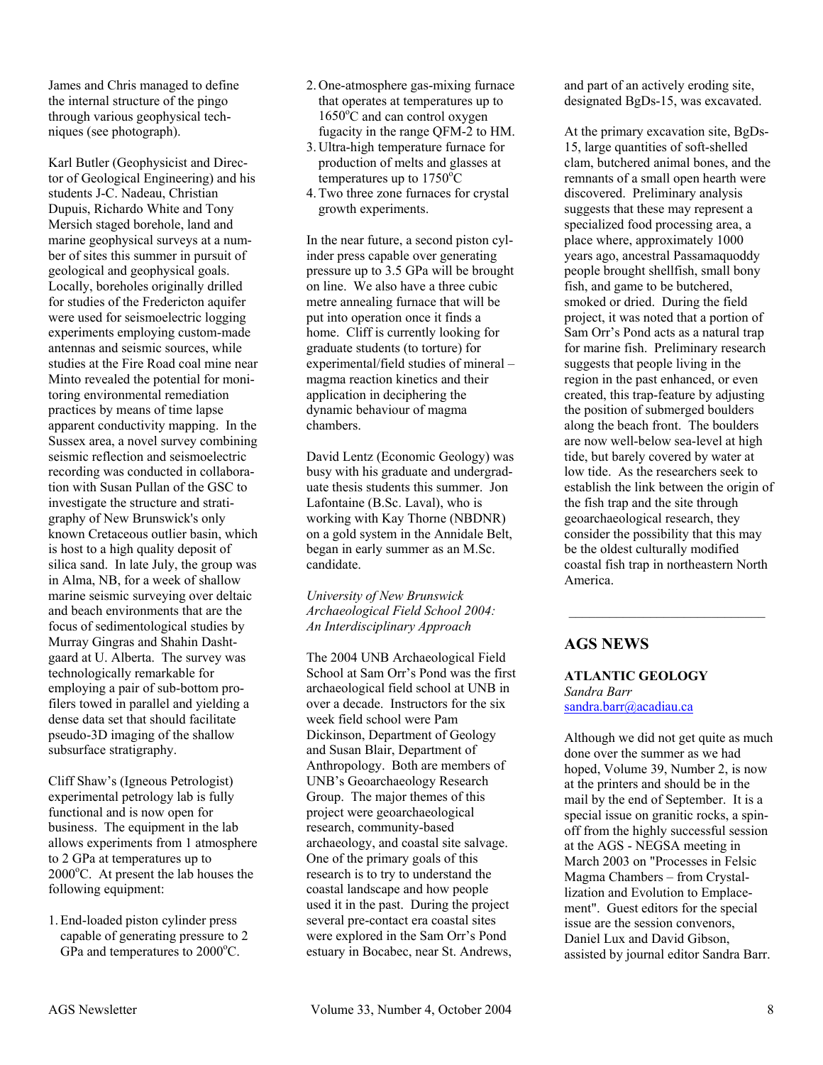James and Chris managed to define the internal structure of the pingo through various geophysical techniques (see photograph).

Karl Butler (Geophysicist and Director of Geological Engineering) and his students J-C. Nadeau, Christian Dupuis, Richardo White and Tony Mersich staged borehole, land and marine geophysical surveys at a number of sites this summer in pursuit of geological and geophysical goals. Locally, boreholes originally drilled for studies of the Fredericton aquifer were used for seismoelectric logging experiments employing custom-made antennas and seismic sources, while studies at the Fire Road coal mine near Minto revealed the potential for monitoring environmental remediation practices by means of time lapse apparent conductivity mapping. In the Sussex area, a novel survey combining seismic reflection and seismoelectric recording was conducted in collaboration with Susan Pullan of the GSC to investigate the structure and stratigraphy of New Brunswick's only known Cretaceous outlier basin, which is host to a high quality deposit of silica sand. In late July, the group was in Alma, NB, for a week of shallow marine seismic surveying over deltaic and beach environments that are the focus of sedimentological studies by Murray Gingras and Shahin Dashtgaard at U. Alberta. The survey was technologically remarkable for employing a pair of sub-bottom profilers towed in parallel and yielding a dense data set that should facilitate pseudo-3D imaging of the shallow subsurface stratigraphy.

Cliff Shaw's (Igneous Petrologist) experimental petrology lab is fully functional and is now open for business. The equipment in the lab allows experiments from 1 atmosphere to 2 GPa at temperatures up to 2000°C. At present the lab houses the following equipment:

1. End-loaded piston cylinder press capable of generating pressure to 2 GPa and temperatures to 2000°C.
2. One-atmosphere gas-mixing furnace that operates at temperatures up to 1650°C and can control oxygen fugacity in the range QFM-2 to HM.
3. Ultra-high temperature furnace for production of melts and glasses at temperatures up to 1750°C
4. Two three zone furnaces for crystal growth experiments.

In the near future, a second piston cylinder press capable over generating pressure up to 3.5 GPa will be brought on line. We also have a three cubic metre annealing furnace that will be put into operation once it finds a home. Cliff is currently looking for graduate students (to torture) for experimental/field studies of mineral – magma reaction kinetics and their application in deciphering the dynamic behaviour of magma chambers.

David Lentz (Economic Geology) was busy with his graduate and undergraduate thesis students this summer. Jon Lafontaine (B.Sc. Laval), who is working with Kay Thorne (NBDNR) on a gold system in the Annidale Belt, began in early summer as an M.Sc. candidate.

*University of New Brunswick Archaeological Field School 2004: An Interdisciplinary Approach*

The 2004 UNB Archaeological Field School at Sam Orr's Pond was the first archaeological field school at UNB in over a decade. Instructors for the six week field school were Pam Dickinson, Department of Geology and Susan Blair, Department of Anthropology. Both are members of UNB's Geoarchaeology Research Group. The major themes of this project were geoarchaeological research, community-based archaeology, and coastal site salvage. One of the primary goals of this research is to try to understand the coastal landscape and how people used it in the past. During the project several pre-contact era coastal sites were explored in the Sam Orr's Pond estuary in Bocabec, near St. Andrews, and part of an actively eroding site, designated BgDs-15, was excavated.

At the primary excavation site, BgDs-15, large quantities of soft-shelled clam, butchered animal bones, and the remnants of a small open hearth were discovered. Preliminary analysis suggests that these may represent a specialized food processing area, a place where, approximately 1000 years ago, ancestral Passamaquoddy people brought shellfish, small bony fish, and game to be butchered, smoked or dried. During the field project, it was noted that a portion of Sam Orr's Pond acts as a natural trap for marine fish. Preliminary research suggests that people living in the region in the past enhanced, or even created, this trap-feature by adjusting the position of submerged boulders along the beach front. The boulders are now well-below sea-level at high tide, but barely covered by water at low tide. As the researchers seek to establish the link between the origin of the fish trap and the site through geoarchaeological research, they consider the possibility that this may be the oldest culturally modified coastal fish trap in northeastern North America.

---

## AGS NEWS

**ATLANTIC GEOLOGY**
*Sandra Barr*
sandra.barr@acadiau.ca

Although we did not get quite as much done over the summer as we had hoped, Volume 39, Number 2, is now at the printers and should be in the mail by the end of September. It is a special issue on granitic rocks, a spin-off from the highly successful session at the AGS - NEGSA meeting in March 2003 on "Processes in Felsic Magma Chambers – from Crystallization and Evolution to Emplacement". Guest editors for the special issue are the session convenors, Daniel Lux and David Gibson, assisted by journal editor Sandra Barr.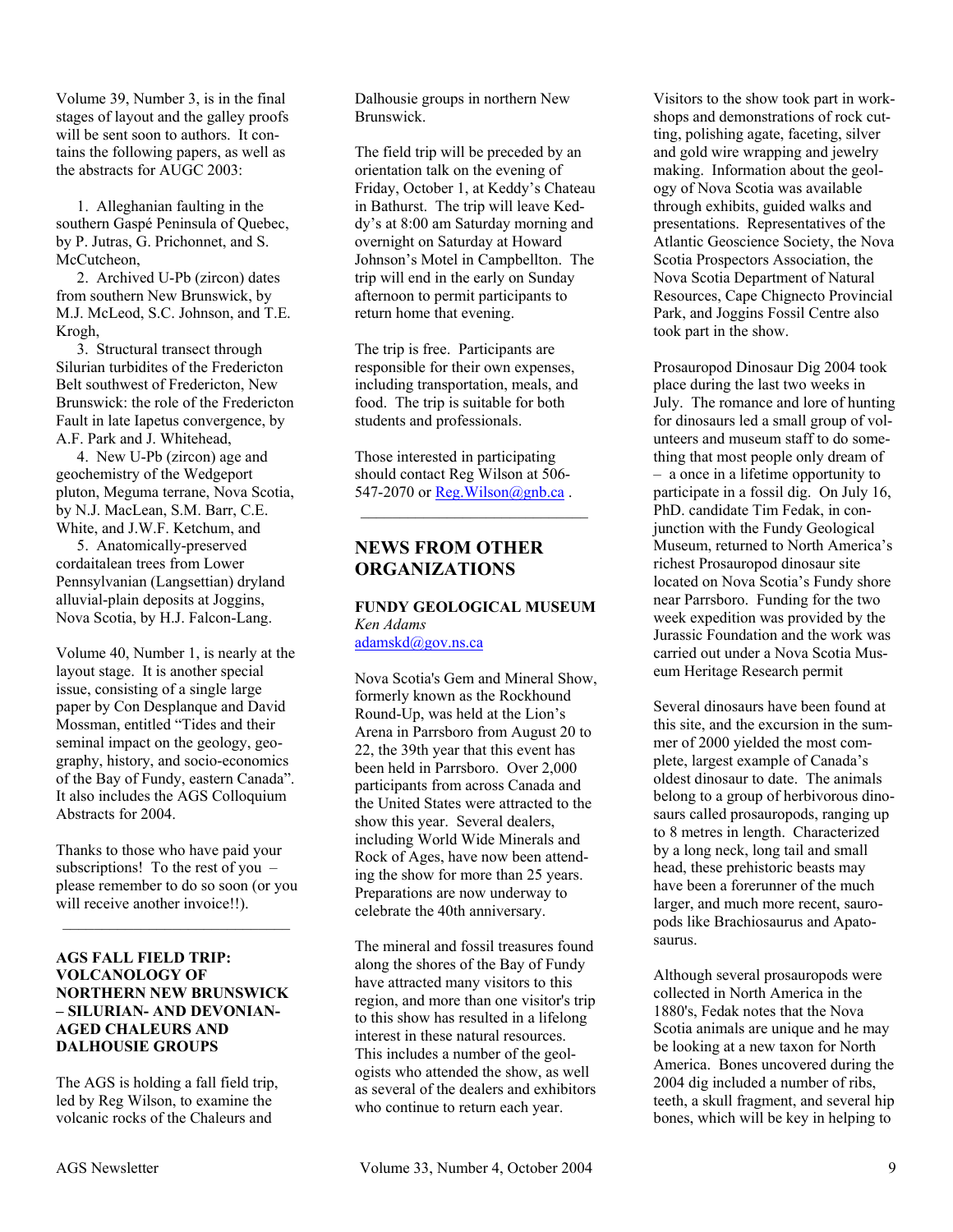Volume 39, Number 3, is in the final stages of layout and the galley proofs will be sent soon to authors. It contains the following papers, as well as the abstracts for AUGC 2003:

1. Alleghanian faulting in the southern Gaspé Peninsula of Quebec, by P. Jutras, G. Prichonnet, and S. McCutcheon,
2. Archived U-Pb (zircon) dates from southern New Brunswick, by M.J. McLeod, S.C. Johnson, and T.E. Krogh,
3. Structural transect through Silurian turbidites of the Fredericton Belt southwest of Fredericton, New Brunswick: the role of the Fredericton Fault in late Iapetus convergence, by A.F. Park and J. Whitehead,
4. New U-Pb (zircon) age and geochemistry of the Wedgeport pluton, Meguma terrane, Nova Scotia, by N.J. MacLean, S.M. Barr, C.E. White, and J.W.F. Ketchum, and
5. Anatomically-preserved cordaitalean trees from Lower Pennsylvanian (Langsettian) dryland alluvial-plain deposits at Joggins, Nova Scotia, by H.J. Falcon-Lang.

Volume 40, Number 1, is nearly at the layout stage. It is another special issue, consisting of a single large paper by Con Desplanque and David Mossman, entitled "Tides and their seminal impact on the geology, geography, history, and socio-economics of the Bay of Fundy, eastern Canada". It also includes the AGS Colloquium Abstracts for 2004.

Thanks to those who have paid your subscriptions! To the rest of you – please remember to do so soon (or you will receive another invoice!!).

---

### AGS FALL FIELD TRIP: VOLCANOLOGY OF NORTHERN NEW BRUNSWICK – SILURIAN- AND DEVONIAN-AGED CHALEURS AND DALHOUSIE GROUPS

The AGS is holding a fall field trip, led by Reg Wilson, to examine the volcanic rocks of the Chaleurs and Dalhousie groups in northern New Brunswick.

The field trip will be preceded by an orientation talk on the evening of Friday, October 1, at Keddy's Chateau in Bathurst. The trip will leave Keddy's at 8:00 am Saturday morning and overnight on Saturday at Howard Johnson's Motel in Campbellton. The trip will end in the early on Sunday afternoon to permit participants to return home that evening.

The trip is free. Participants are responsible for their own expenses, including transportation, meals, and food. The trip is suitable for both students and professionals.

Those interested in participating should contact Reg Wilson at 506-547-2070 or Reg.Wilson@gnb.ca .

---

## NEWS FROM OTHER ORGANIZATIONS

### FUNDY GEOLOGICAL MUSEUM

*Ken Adams*
adamskd@gov.ns.ca

Nova Scotia's Gem and Mineral Show, formerly known as the Rockhound Round-Up, was held at the Lion's Arena in Parrsboro from August 20 to 22, the 39th year that this event has been held in Parrsboro. Over 2,000 participants from across Canada and the United States were attracted to the show this year. Several dealers, including World Wide Minerals and Rock of Ages, have now been attending the show for more than 25 years. Preparations are now underway to celebrate the 40th anniversary.

The mineral and fossil treasures found along the shores of the Bay of Fundy have attracted many visitors to this region, and more than one visitor's trip to this show has resulted in a lifelong interest in these natural resources. This includes a number of the geologists who attended the show, as well as several of the dealers and exhibitors who continue to return each year.

Visitors to the show took part in workshops and demonstrations of rock cutting, polishing agate, faceting, silver and gold wire wrapping and jewelry making. Information about the geology of Nova Scotia was available through exhibits, guided walks and presentations. Representatives of the Atlantic Geoscience Society, the Nova Scotia Prospectors Association, the Nova Scotia Department of Natural Resources, Cape Chignecto Provincial Park, and Joggins Fossil Centre also took part in the show.

Prosauropod Dinosaur Dig 2004 took place during the last two weeks in July. The romance and lore of hunting for dinosaurs led a small group of volunteers and museum staff to do something that most people only dream of – a once in a lifetime opportunity to participate in a fossil dig. On July 16, PhD. candidate Tim Fedak, in conjunction with the Fundy Geological Museum, returned to North America's richest Prosauropod dinosaur site located on Nova Scotia's Fundy shore near Parrsboro. Funding for the two week expedition was provided by the Jurassic Foundation and the work was carried out under a Nova Scotia Museum Heritage Research permit

Several dinosaurs have been found at this site, and the excursion in the summer of 2000 yielded the most complete, largest example of Canada's oldest dinosaur to date. The animals belong to a group of herbivorous dinosaurs called prosauropods, ranging up to 8 metres in length. Characterized by a long neck, long tail and small head, these prehistoric beasts may have been a forerunner of the much larger, and much more recent, sauropods like Brachiosaurus and Apatosaurus.

Although several prosauropods were collected in North America in the 1880's, Fedak notes that the Nova Scotia animals are unique and he may be looking at a new taxon for North America. Bones uncovered during the 2004 dig included a number of ribs, teeth, a skull fragment, and several hip bones, which will be key in helping to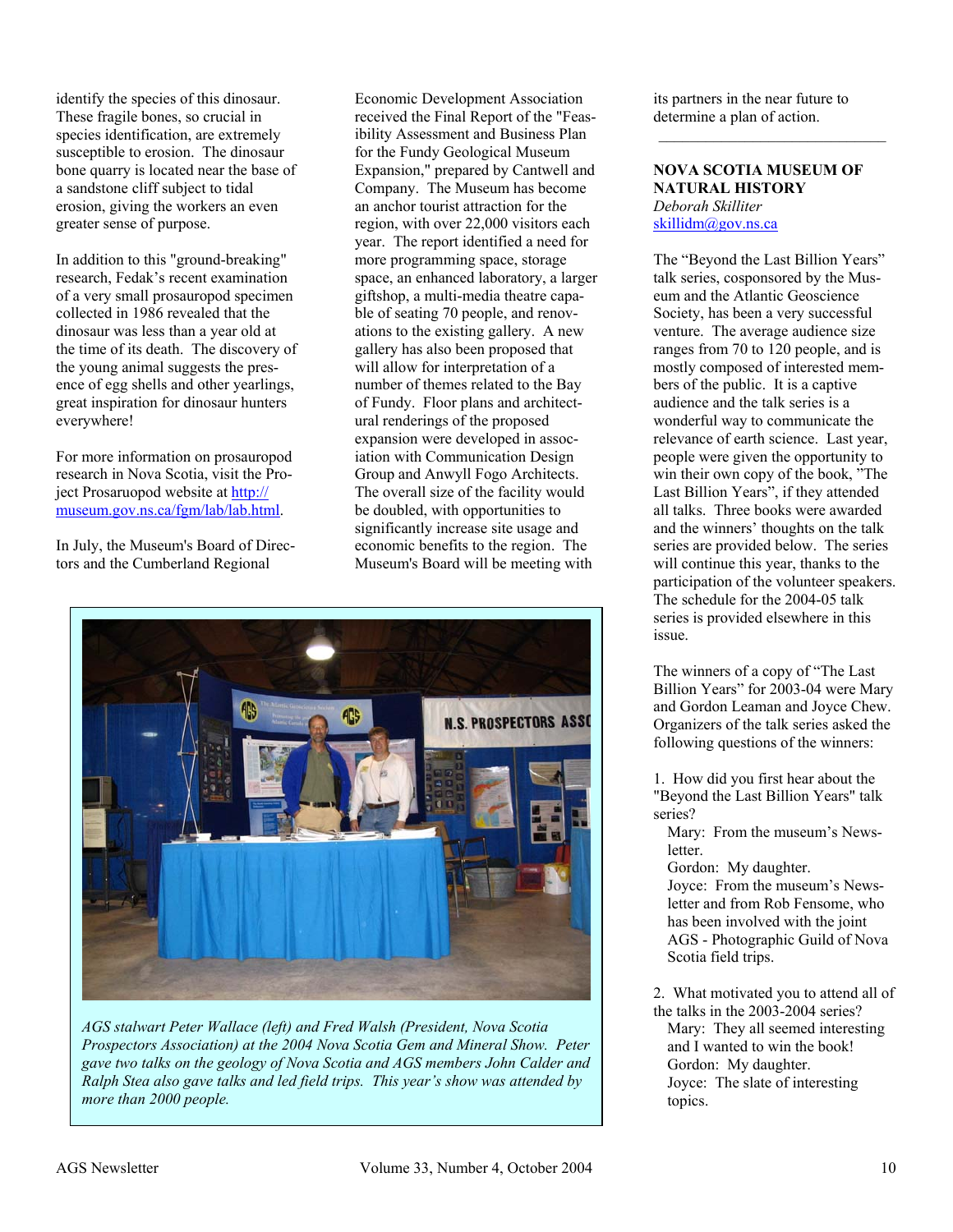identify the species of this dinosaur. These fragile bones, so crucial in species identification, are extremely susceptible to erosion. The dinosaur bone quarry is located near the base of a sandstone cliff subject to tidal erosion, giving the workers an even greater sense of purpose.

In addition to this "ground-breaking" research, Fedak's recent examination of a very small prosauropod specimen collected in 1986 revealed that the dinosaur was less than a year old at the time of its death. The discovery of the young animal suggests the presence of egg shells and other yearlings, great inspiration for dinosaur hunters everywhere!

For more information on prosauropod research in Nova Scotia, visit the Project Prosaruopod website at [http://museum.gov.ns.ca/fgm/lab/lab.html](http://museum.gov.ns.ca/fgm/lab/lab.html).

In July, the Museum's Board of Directors and the Cumberland Regional Economic Development Association received the Final Report of the "Feasibility Assessment and Business Plan for the Fundy Geological Museum Expansion," prepared by Cantwell and Company. The Museum has become an anchor tourist attraction for the region, with over 22,000 visitors each year. The report identified a need for more programming space, storage space, an enhanced laboratory, a larger giftshop, a multi-media theatre capable of seating 70 people, and renovations to the existing gallery. A new gallery has also been proposed that will allow for interpretation of a number of themes related to the Bay of Fundy. Floor plans and architectural renderings of the proposed expansion were developed in association with Communication Design Group and Anwyll Fogo Architects. The overall size of the facility would be doubled, with opportunities to significantly increase site usage and economic benefits to the region. The Museum's Board will be meeting with its partners in the near future to determine a plan of action.

*AGS stalwart Peter Wallace (left) and Fred Walsh (President, Nova Scotia Prospectors Association) at the 2004 Nova Scotia Gem and Mineral Show. Peter gave two talks on the geology of Nova Scotia and AGS members John Calder and Ralph Stea also gave talks and led field trips. This year's show was attended by more than 2000 people.*

---

**NOVA SCOTIA MUSEUM OF NATURAL HISTORY**
*Deborah Skilliter*
[skillidm@gov.ns.ca](mailto:skillidm@gov.ns.ca)

The "Beyond the Last Billion Years" talk series, cosponsored by the Museum and the Atlantic Geoscience Society, has been a very successful venture. The average audience size ranges from 70 to 120 people, and is mostly composed of interested members of the public. It is a captive audience and the talk series is a wonderful way to communicate the relevance of earth science. Last year, people were given the opportunity to win their own copy of the book, "The Last Billion Years", if they attended all talks. Three books were awarded and the winners' thoughts on the talk series are provided below. The series will continue this year, thanks to the participation of the volunteer speakers. The schedule for the 2004-05 talk series is provided elsewhere in this issue.

The winners of a copy of "The Last Billion Years" for 2003-04 were Mary and Gordon Leaman and Joyce Chew. Organizers of the talk series asked the following questions of the winners:

1. How did you first hear about the "Beyond the Last Billion Years" talk series?
   Mary: From the museum's Newsletter.
   Gordon: My daughter.
   Joyce: From the museum's Newsletter and from Rob Fensome, who has been involved with the joint AGS - Photographic Guild of Nova Scotia field trips.

2. What motivated you to attend all of the talks in the 2003-2004 series?
   Mary: They all seemed interesting and I wanted to win the book!
   Gordon: My daughter.
   Joyce: The slate of interesting topics.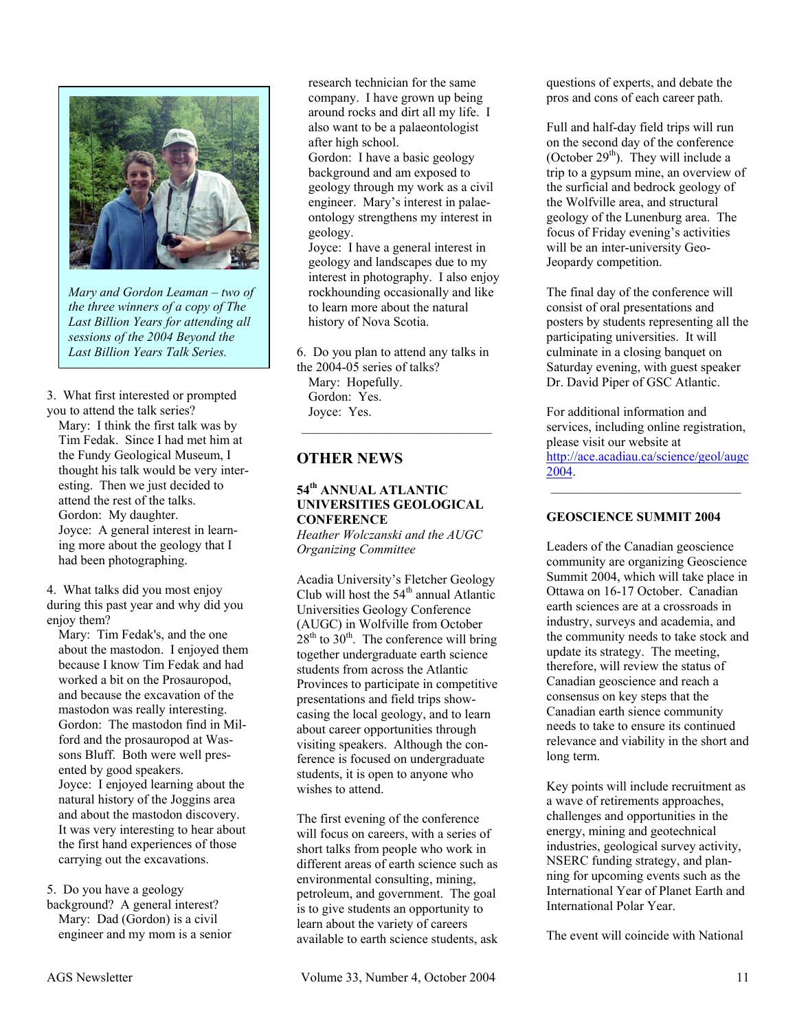*Mary and Gordon Leaman – two of the three winners of a copy of The Last Billion Years for attending all sessions of the 2004 Beyond the Last Billion Years Talk Series.*

3. What first interested or prompted you to attend the talk series?

Mary: I think the first talk was by Tim Fedak. Since I had met him at the Fundy Geological Museum, I thought his talk would be very interesting. Then we just decided to attend the rest of the talks.

Gordon: My daughter.

Joyce: A general interest in learning more about the geology that I had been photographing.

4. What talks did you most enjoy during this past year and why did you enjoy them?

Mary: Tim Fedak's, and the one about the mastodon. I enjoyed them because I know Tim Fedak and had worked a bit on the Prosauropod, and because the excavation of the mastodon was really interesting.

Gordon: The mastodon find in Milford and the prosauropod at Wassons Bluff. Both were well presented by good speakers.

Joyce: I enjoyed learning about the natural history of the Joggins area and about the mastodon discovery. It was very interesting to hear about the first hand experiences of those carrying out the excavations.

5. Do you have a geology background? A general interest?

Mary: Dad (Gordon) is a civil engineer and my mom is a senior research technician for the same company. I have grown up being around rocks and dirt all my life. I also want to be a palaeontologist after high school.

Gordon: I have a basic geology background and am exposed to geology through my work as a civil engineer. Mary's interest in palaeontology strengthens my interest in geology.

Joyce: I have a general interest in geology and landscapes due to my interest in photography. I also enjoy rockhounding occasionally and like to learn more about the natural history of Nova Scotia.

6. Do you plan to attend any talks in the 2004-05 series of talks?

Mary: Hopefully.

Gordon: Yes.

Joyce: Yes.

---

## OTHER NEWS

### 54th ANNUAL ATLANTIC UNIVERSITIES GEOLOGICAL CONFERENCE

*Heather Wolczanski and the AUGC Organizing Committee*

Acadia University's Fletcher Geology Club will host the 54th annual Atlantic Universities Geology Conference (AUGC) in Wolfville from October 28th to 30th. The conference will bring together undergraduate earth science students from across the Atlantic Provinces to participate in competitive presentations and field trips showcasing the local geology, and to learn about career opportunities through visiting speakers. Although the conference is focused on undergraduate students, it is open to anyone who wishes to attend.

The first evening of the conference will focus on careers, with a series of short talks from people who work in different areas of earth science such as environmental consulting, mining, petroleum, and government. The goal is to give students an opportunity to learn about the variety of careers available to earth science students, ask questions of experts, and debate the pros and cons of each career path.

Full and half-day field trips will run on the second day of the conference (October 29th). They will include a trip to a gypsum mine, an overview of the surficial and bedrock geology of the Wolfville area, and structural geology of the Lunenburg area. The focus of Friday evening's activities will be an inter-university Geo-Jeopardy competition.

The final day of the conference will consist of oral presentations and posters by students representing all the participating universities. It will culminate in a closing banquet on Saturday evening, with guest speaker Dr. David Piper of GSC Atlantic.

For additional information and services, including online registration, please visit our website at http://ace.acadiau.ca/science/geol/augc2004.

---

### GEOSCIENCE SUMMIT 2004

Leaders of the Canadian geoscience community are organizing Geoscience Summit 2004, which will take place in Ottawa on 16-17 October. Canadian earth sciences are at a crossroads in industry, surveys and academia, and the community needs to take stock and update its strategy. The meeting, therefore, will review the status of Canadian geoscience and reach a consensus on key steps that the Canadian earth sience community needs to take to ensure its continued relevance and viability in the short and long term.

Key points will include recruitment as a wave of retirements approaches, challenges and opportunities in the energy, mining and geotechnical industries, geological survey activity, NSERC funding strategy, and planning for upcoming events such as the International Year of Planet Earth and International Polar Year.

The event will coincide with National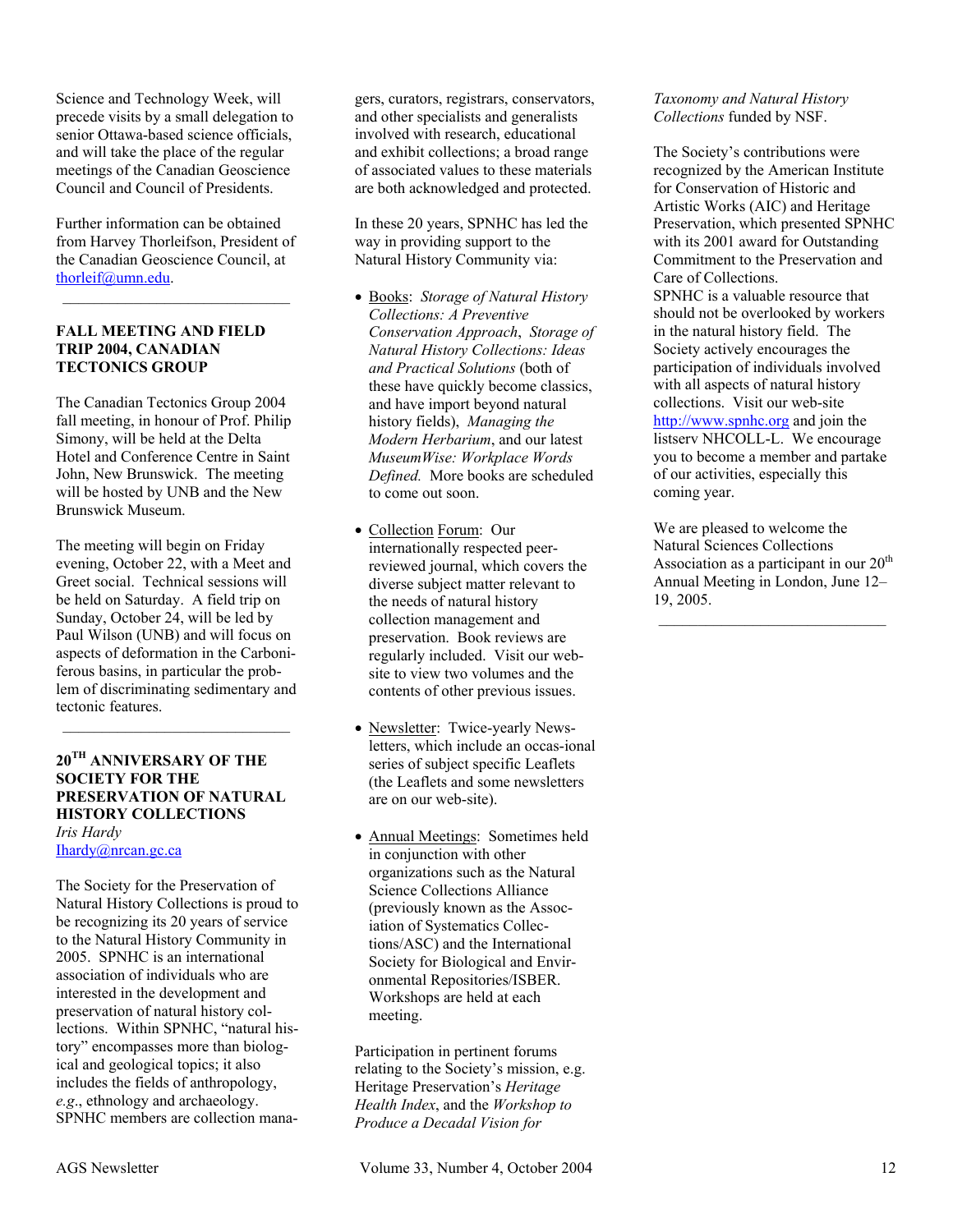Science and Technology Week, will precede visits by a small delegation to senior Ottawa-based science officials, and will take the place of the regular meetings of the Canadian Geoscience Council and Council of Presidents.

Further information can be obtained from Harvey Thorleifson, President of the Canadian Geoscience Council, at thorleif@umn.edu.

---

## FALL MEETING AND FIELD TRIP 2004, CANADIAN TECTONICS GROUP

The Canadian Tectonics Group 2004 fall meeting, in honour of Prof. Philip Simony, will be held at the Delta Hotel and Conference Centre in Saint John, New Brunswick. The meeting will be hosted by UNB and the New Brunswick Museum.

The meeting will begin on Friday evening, October 22, with a Meet and Greet social. Technical sessions will be held on Saturday. A field trip on Sunday, October 24, will be led by Paul Wilson (UNB) and will focus on aspects of deformation in the Carboniferous basins, in particular the problem of discriminating sedimentary and tectonic features.

---

## 20TH ANNIVERSARY OF THE SOCIETY FOR THE PRESERVATION OF NATURAL HISTORY COLLECTIONS

*Iris Hardy*
Ihardy@nrcan.gc.ca

The Society for the Preservation of Natural History Collections is proud to be recognizing its 20 years of service to the Natural History Community in 2005. SPNHC is an international association of individuals who are interested in the development and preservation of natural history collections. Within SPNHC, "natural history" encompasses more than biological and geological topics; it also includes the fields of anthropology, *e.g.*, ethnology and archaeology. SPNHC members are collection managers, curators, registrars, conservators, and other specialists and generalists involved with research, educational and exhibit collections; a broad range of associated values to these materials are both acknowledged and protected.

In these 20 years, SPNHC has led the way in providing support to the Natural History Community via:

- Books: *Storage of Natural History Collections: A Preventive Conservation Approach*, *Storage of Natural History Collections: Ideas and Practical Solutions* (both of these have quickly become classics, and have import beyond natural history fields), *Managing the Modern Herbarium*, and our latest *MuseumWise: Workplace Words Defined.* More books are scheduled to come out soon.

- Collection Forum: Our internationally respected peer-reviewed journal, which covers the diverse subject matter relevant to the needs of natural history collection management and preservation. Book reviews are regularly included. Visit our web-site to view two volumes and the contents of other previous issues.

- Newsletter: Twice-yearly Newsletters, which include an occasional series of subject specific Leaflets (the Leaflets and some newsletters are on our web-site).

- Annual Meetings: Sometimes held in conjunction with other organizations such as the Natural Science Collections Alliance (previously known as the Association of Systematics Collections/ASC) and the International Society for Biological and Environmental Repositories/ISBER. Workshops are held at each meeting.

Participation in pertinent forums relating to the Society's mission, e.g. Heritage Preservation's *Heritage Health Index*, and the *Workshop to Produce a Decadal Vision for Taxonomy and Natural History Collections* funded by NSF.

The Society's contributions were recognized by the American Institute for Conservation of Historic and Artistic Works (AIC) and Heritage Preservation, which presented SPNHC with its 2001 award for Outstanding Commitment to the Preservation and Care of Collections.

SPNHC is a valuable resource that should not be overlooked by workers in the natural history field. The Society actively encourages the participation of individuals involved with all aspects of natural history collections. Visit our web-site http://www.spnhc.org and join the listserv NHCOLL-L. We encourage you to become a member and partake of our activities, especially this coming year.

We are pleased to welcome the Natural Sciences Collections Association as a participant in our 20th Annual Meeting in London, June 12–19, 2005.

---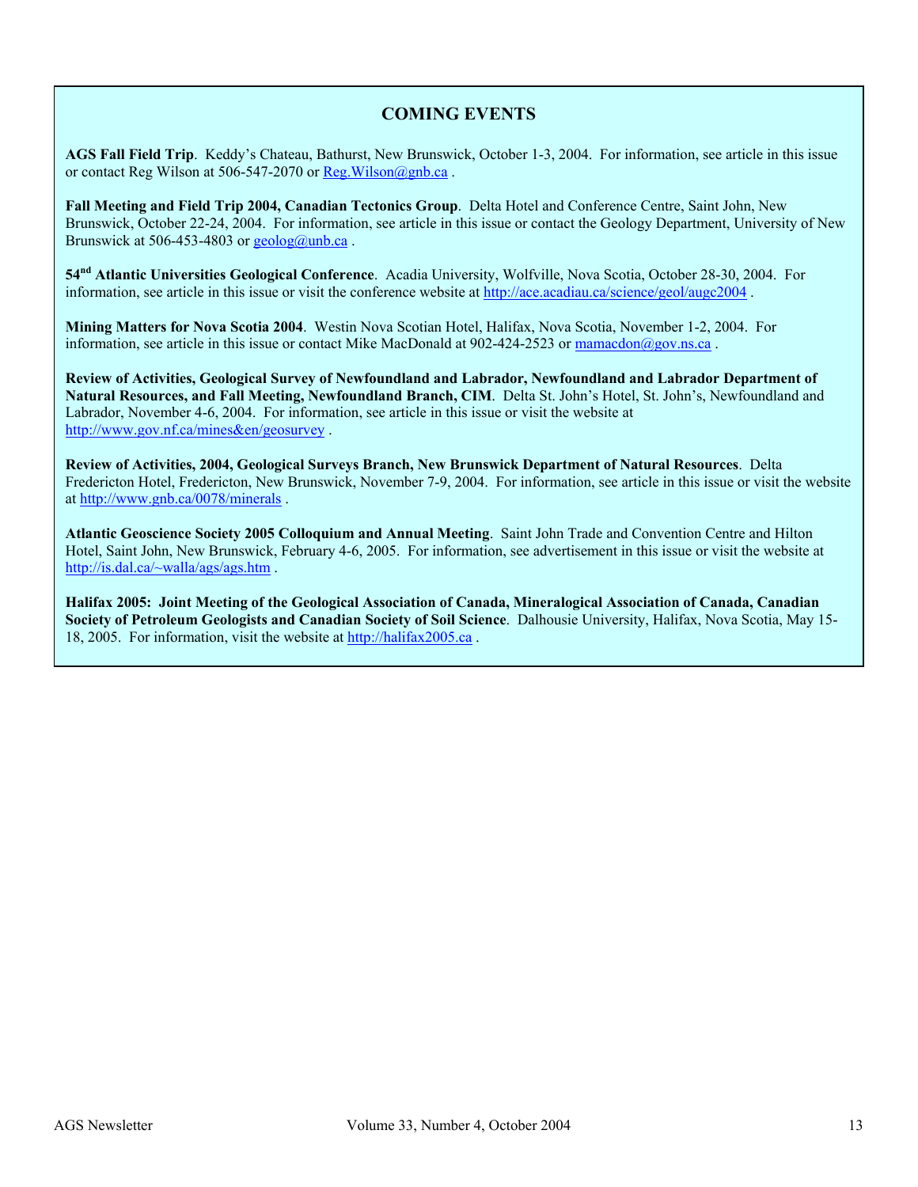## COMING EVENTS

**AGS Fall Field Trip**. Keddy's Chateau, Bathurst, New Brunswick, October 1-3, 2004. For information, see article in this issue or contact Reg Wilson at 506-547-2070 or Reg.Wilson@gnb.ca .

**Fall Meeting and Field Trip 2004, Canadian Tectonics Group**. Delta Hotel and Conference Centre, Saint John, New Brunswick, October 22-24, 2004. For information, see article in this issue or contact the Geology Department, University of New Brunswick at 506-453-4803 or geolog@unb.ca .

**54nd Atlantic Universities Geological Conference**. Acadia University, Wolfville, Nova Scotia, October 28-30, 2004. For information, see article in this issue or visit the conference website at http://ace.acadiau.ca/science/geol/augc2004 .

**Mining Matters for Nova Scotia 2004**. Westin Nova Scotian Hotel, Halifax, Nova Scotia, November 1-2, 2004. For information, see article in this issue or contact Mike MacDonald at 902-424-2523 or mamacdon@gov.ns.ca .

**Review of Activities, Geological Survey of Newfoundland and Labrador, Newfoundland and Labrador Department of Natural Resources, and Fall Meeting, Newfoundland Branch, CIM**. Delta St. John's Hotel, St. John's, Newfoundland and Labrador, November 4-6, 2004. For information, see article in this issue or visit the website at http://www.gov.nf.ca/mines&en/geosurvey .

**Review of Activities, 2004, Geological Surveys Branch, New Brunswick Department of Natural Resources**. Delta Fredericton Hotel, Fredericton, New Brunswick, November 7-9, 2004. For information, see article in this issue or visit the website at http://www.gnb.ca/0078/minerals .

**Atlantic Geoscience Society 2005 Colloquium and Annual Meeting**. Saint John Trade and Convention Centre and Hilton Hotel, Saint John, New Brunswick, February 4-6, 2005. For information, see advertisement in this issue or visit the website at http://is.dal.ca/~walla/ags/ags.htm .

**Halifax 2005: Joint Meeting of the Geological Association of Canada, Mineralogical Association of Canada, Canadian Society of Petroleum Geologists and Canadian Society of Soil Science**. Dalhousie University, Halifax, Nova Scotia, May 15-18, 2005. For information, visit the website at http://halifax2005.ca .